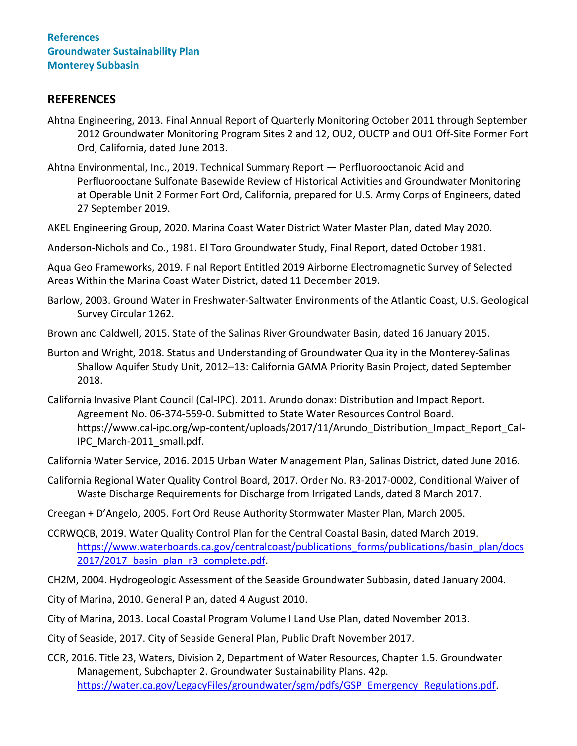## REFERENCES

Ahtna Engineering, 2013. Final Annual Report of Quarterly Monitoring October 2011 through September 2012 Groundwater Monitoring Program Sites 2 and 12, OU2, OUCTP and OU1 Off-Site Former Fort Ord, California, dated June 2013.

Ahtna Environmental, Inc., 2019. Technical Summary Report — Perfluorooctanoic Acid and Perfluorooctane Sulfonate Basewide Review of Historical Activities and Groundwater Monitoring at Operable Unit 2 Former Fort Ord, California, prepared for U.S. Army Corps of Engineers, dated 27 September 2019.

AKEL Engineering Group, 2020. Marina Coast Water District Water Master Plan, dated May 2020.

Anderson-Nichols and Co., 1981. El Toro Groundwater Study, Final Report, dated October 1981.

Aqua Geo Frameworks, 2019. Final Report Entitled 2019 Airborne Electromagnetic Survey of Selected Areas Within the Marina Coast Water District, dated 11 December 2019.

Barlow, 2003. Ground Water in Freshwater-Saltwater Environments of the Atlantic Coast, U.S. Geological Survey Circular 1262.

Brown and Caldwell, 2015. State of the Salinas River Groundwater Basin, dated 16 January 2015.

Burton and Wright, 2018. Status and Understanding of Groundwater Quality in the Monterey-Salinas Shallow Aquifer Study Unit, 2012–13: California GAMA Priority Basin Project, dated September 2018.

California Invasive Plant Council (Cal-IPC). 2011. Arundo donax: Distribution and Impact Report. Agreement No. 06-374-559-0. Submitted to State Water Resources Control Board. https://www.cal-ipc.org/wp-content/uploads/2017/11/Arundo_Distribution_Impact_Report_Cal-IPC_March-2011_small.pdf.

California Water Service, 2016. 2015 Urban Water Management Plan, Salinas District, dated June 2016.

California Regional Water Quality Control Board, 2017. Order No. R3-2017-0002, Conditional Waiver of Waste Discharge Requirements for Discharge from Irrigated Lands, dated 8 March 2017.

Creegan + D'Angelo, 2005. Fort Ord Reuse Authority Stormwater Master Plan, March 2005.

CCRWQCB, 2019. Water Quality Control Plan for the Central Coastal Basin, dated March 2019. https://www.waterboards.ca.gov/centralcoast/publications_forms/publications/basin_plan/docs2017/2017_basin_plan_r3_complete.pdf.

CH2M, 2004. Hydrogeologic Assessment of the Seaside Groundwater Subbasin, dated January 2004.

City of Marina, 2010. General Plan, dated 4 August 2010.

City of Marina, 2013. Local Coastal Program Volume I Land Use Plan, dated November 2013.

City of Seaside, 2017. City of Seaside General Plan, Public Draft November 2017.

CCR, 2016. Title 23, Waters, Division 2, Department of Water Resources, Chapter 1.5. Groundwater Management, Subchapter 2. Groundwater Sustainability Plans. 42p. https://water.ca.gov/LegacyFiles/groundwater/sgm/pdfs/GSP_Emergency_Regulations.pdf.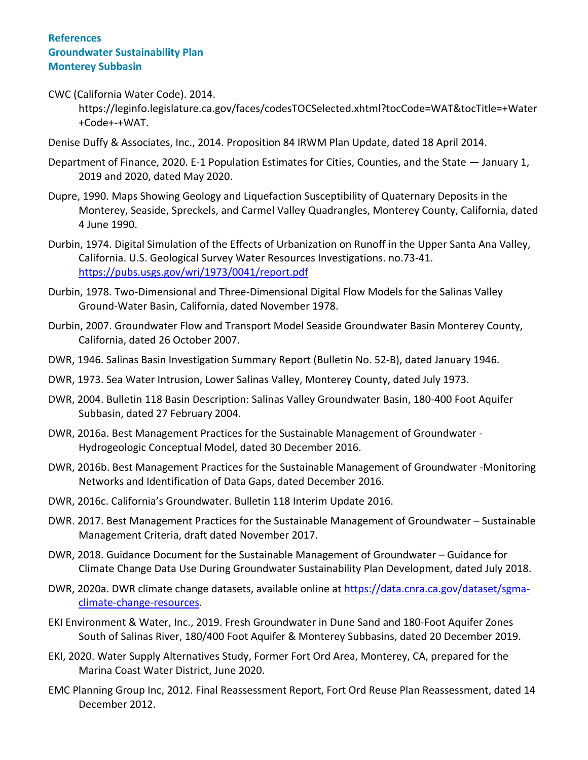CWC (California Water Code). 2014. https://leginfo.legislature.ca.gov/faces/codesTOCSelected.xhtml?tocCode=WAT&tocTitle=+Water+Code+-+WAT.

Denise Duffy & Associates, Inc., 2014. Proposition 84 IRWM Plan Update, dated 18 April 2014.

Department of Finance, 2020. E-1 Population Estimates for Cities, Counties, and the State — January 1, 2019 and 2020, dated May 2020.

Dupre, 1990. Maps Showing Geology and Liquefaction Susceptibility of Quaternary Deposits in the Monterey, Seaside, Spreckels, and Carmel Valley Quadrangles, Monterey County, California, dated 4 June 1990.

Durbin, 1974. Digital Simulation of the Effects of Urbanization on Runoff in the Upper Santa Ana Valley, California. U.S. Geological Survey Water Resources Investigations. no.73-41. https://pubs.usgs.gov/wri/1973/0041/report.pdf

Durbin, 1978. Two-Dimensional and Three-Dimensional Digital Flow Models for the Salinas Valley Ground-Water Basin, California, dated November 1978.

Durbin, 2007. Groundwater Flow and Transport Model Seaside Groundwater Basin Monterey County, California, dated 26 October 2007.

DWR, 1946. Salinas Basin Investigation Summary Report (Bulletin No. 52-B), dated January 1946.

DWR, 1973. Sea Water Intrusion, Lower Salinas Valley, Monterey County, dated July 1973.

DWR, 2004. Bulletin 118 Basin Description: Salinas Valley Groundwater Basin, 180-400 Foot Aquifer Subbasin, dated 27 February 2004.

DWR, 2016a. Best Management Practices for the Sustainable Management of Groundwater - Hydrogeologic Conceptual Model, dated 30 December 2016.

DWR, 2016b. Best Management Practices for the Sustainable Management of Groundwater -Monitoring Networks and Identification of Data Gaps, dated December 2016.

DWR, 2016c. California's Groundwater. Bulletin 118 Interim Update 2016.

DWR. 2017. Best Management Practices for the Sustainable Management of Groundwater – Sustainable Management Criteria, draft dated November 2017.

DWR, 2018. Guidance Document for the Sustainable Management of Groundwater – Guidance for Climate Change Data Use During Groundwater Sustainability Plan Development, dated July 2018.

DWR, 2020a. DWR climate change datasets, available online at https://data.cnra.ca.gov/dataset/sgma-climate-change-resources.

EKI Environment & Water, Inc., 2019. Fresh Groundwater in Dune Sand and 180-Foot Aquifer Zones South of Salinas River, 180/400 Foot Aquifer & Monterey Subbasins, dated 20 December 2019.

EKI, 2020. Water Supply Alternatives Study, Former Fort Ord Area, Monterey, CA, prepared for the Marina Coast Water District, June 2020.

EMC Planning Group Inc, 2012. Final Reassessment Report, Fort Ord Reuse Plan Reassessment, dated 14 December 2012.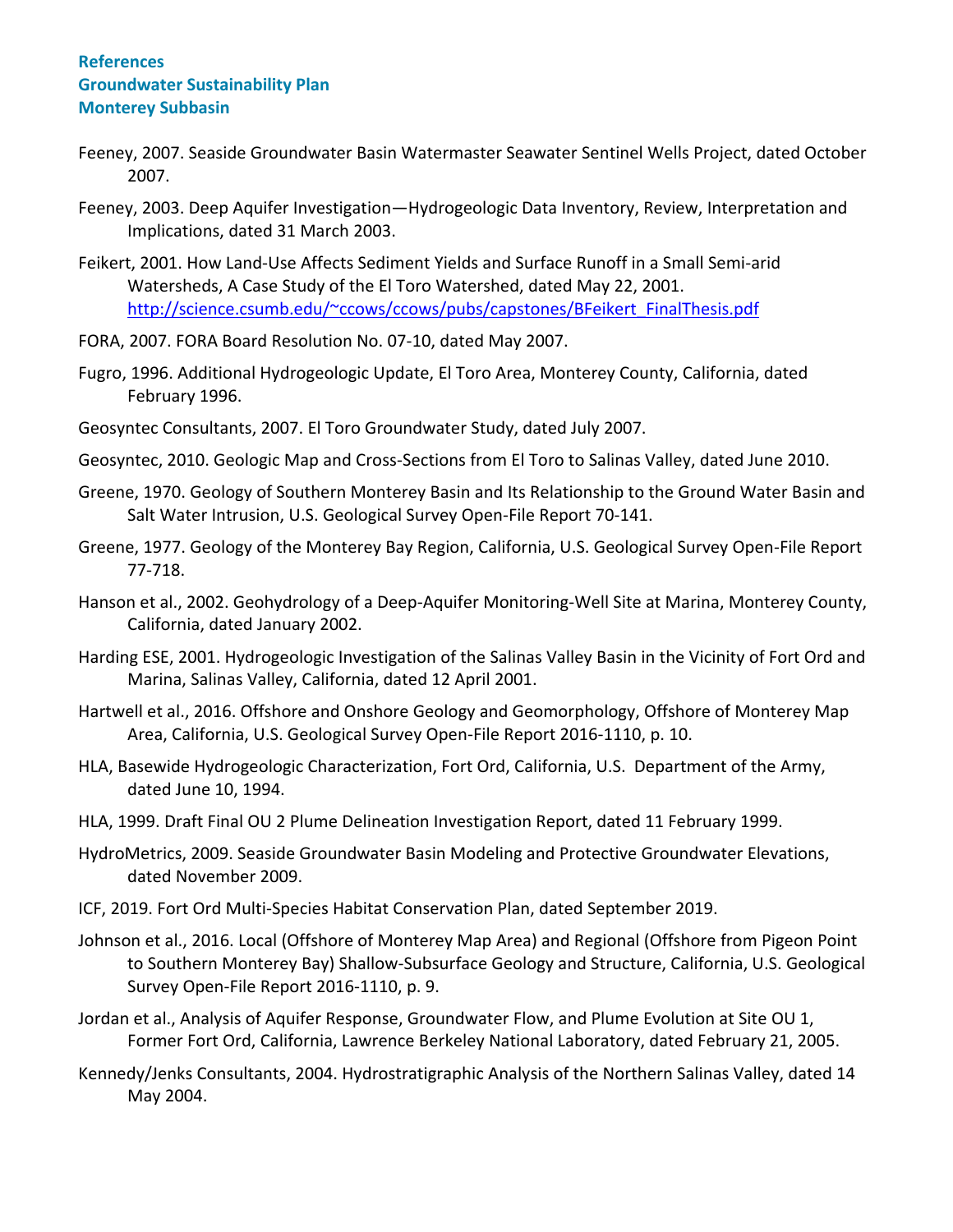Feeney, 2007. Seaside Groundwater Basin Watermaster Seawater Sentinel Wells Project, dated October 2007.

Feeney, 2003. Deep Aquifer Investigation—Hydrogeologic Data Inventory, Review, Interpretation and Implications, dated 31 March 2003.

Feikert, 2001. How Land-Use Affects Sediment Yields and Surface Runoff in a Small Semi-arid Watersheds, A Case Study of the El Toro Watershed, dated May 22, 2001. http://science.csumb.edu/~ccows/ccows/pubs/capstones/BFeikert_FinalThesis.pdf

FORA, 2007. FORA Board Resolution No. 07-10, dated May 2007.

Fugro, 1996. Additional Hydrogeologic Update, El Toro Area, Monterey County, California, dated February 1996.

Geosyntec Consultants, 2007. El Toro Groundwater Study, dated July 2007.

Geosyntec, 2010. Geologic Map and Cross-Sections from El Toro to Salinas Valley, dated June 2010.

Greene, 1970. Geology of Southern Monterey Basin and Its Relationship to the Ground Water Basin and Salt Water Intrusion, U.S. Geological Survey Open-File Report 70-141.

Greene, 1977. Geology of the Monterey Bay Region, California, U.S. Geological Survey Open-File Report 77-718.

Hanson et al., 2002. Geohydrology of a Deep-Aquifer Monitoring-Well Site at Marina, Monterey County, California, dated January 2002.

Harding ESE, 2001. Hydrogeologic Investigation of the Salinas Valley Basin in the Vicinity of Fort Ord and Marina, Salinas Valley, California, dated 12 April 2001.

Hartwell et al., 2016. Offshore and Onshore Geology and Geomorphology, Offshore of Monterey Map Area, California, U.S. Geological Survey Open-File Report 2016-1110, p. 10.

HLA, Basewide Hydrogeologic Characterization, Fort Ord, California, U.S. Department of the Army, dated June 10, 1994.

HLA, 1999. Draft Final OU 2 Plume Delineation Investigation Report, dated 11 February 1999.

HydroMetrics, 2009. Seaside Groundwater Basin Modeling and Protective Groundwater Elevations, dated November 2009.

ICF, 2019. Fort Ord Multi-Species Habitat Conservation Plan, dated September 2019.

Johnson et al., 2016. Local (Offshore of Monterey Map Area) and Regional (Offshore from Pigeon Point to Southern Monterey Bay) Shallow-Subsurface Geology and Structure, California, U.S. Geological Survey Open-File Report 2016-1110, p. 9.

Jordan et al., Analysis of Aquifer Response, Groundwater Flow, and Plume Evolution at Site OU 1, Former Fort Ord, California, Lawrence Berkeley National Laboratory, dated February 21, 2005.

Kennedy/Jenks Consultants, 2004. Hydrostratigraphic Analysis of the Northern Salinas Valley, dated 14 May 2004.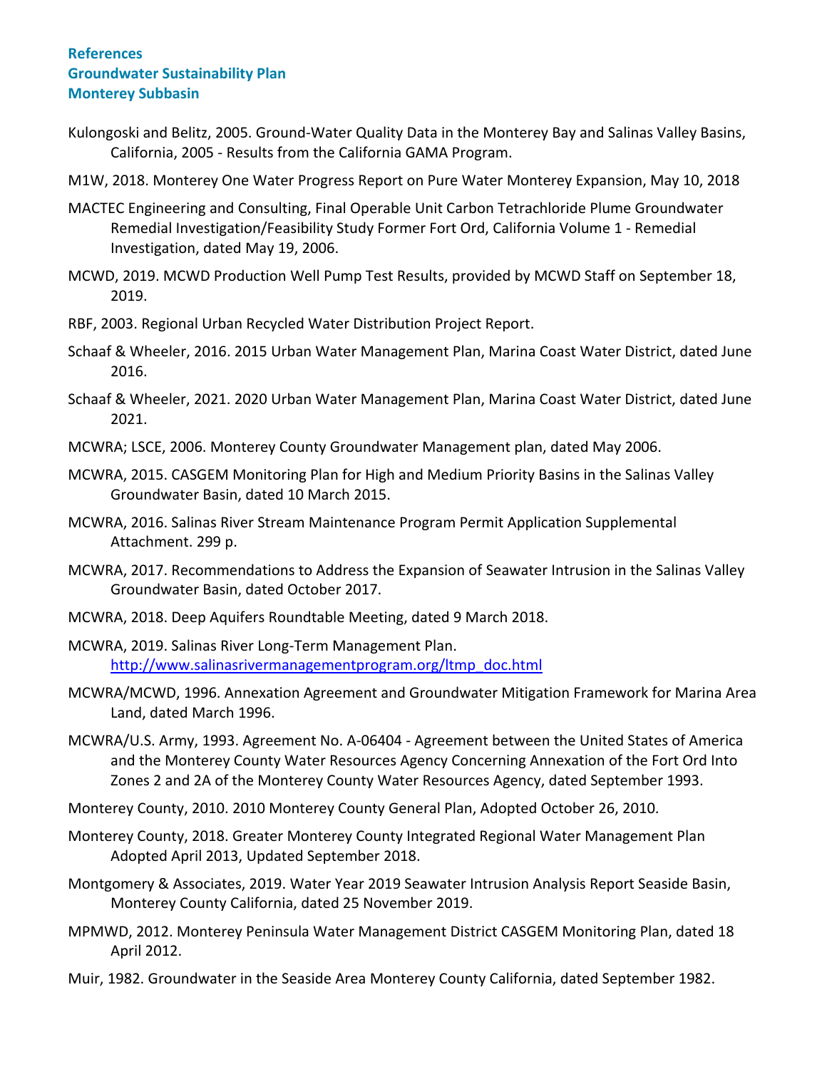Kulongoski and Belitz, 2005. Ground-Water Quality Data in the Monterey Bay and Salinas Valley Basins, California, 2005 - Results from the California GAMA Program.

M1W, 2018. Monterey One Water Progress Report on Pure Water Monterey Expansion, May 10, 2018

MACTEC Engineering and Consulting, Final Operable Unit Carbon Tetrachloride Plume Groundwater Remedial Investigation/Feasibility Study Former Fort Ord, California Volume 1 - Remedial Investigation, dated May 19, 2006.

MCWD, 2019. MCWD Production Well Pump Test Results, provided by MCWD Staff on September 18, 2019.

RBF, 2003. Regional Urban Recycled Water Distribution Project Report.

Schaaf & Wheeler, 2016. 2015 Urban Water Management Plan, Marina Coast Water District, dated June 2016.

Schaaf & Wheeler, 2021. 2020 Urban Water Management Plan, Marina Coast Water District, dated June 2021.

MCWRA; LSCE, 2006. Monterey County Groundwater Management plan, dated May 2006.

MCWRA, 2015. CASGEM Monitoring Plan for High and Medium Priority Basins in the Salinas Valley Groundwater Basin, dated 10 March 2015.

MCWRA, 2016. Salinas River Stream Maintenance Program Permit Application Supplemental Attachment. 299 p.

MCWRA, 2017. Recommendations to Address the Expansion of Seawater Intrusion in the Salinas Valley Groundwater Basin, dated October 2017.

MCWRA, 2018. Deep Aquifers Roundtable Meeting, dated 9 March 2018.

MCWRA, 2019. Salinas River Long-Term Management Plan. http://www.salinasrivermanagementprogram.org/ltmp_doc.html

MCWRA/MCWD, 1996. Annexation Agreement and Groundwater Mitigation Framework for Marina Area Land, dated March 1996.

MCWRA/U.S. Army, 1993. Agreement No. A-06404 - Agreement between the United States of America and the Monterey County Water Resources Agency Concerning Annexation of the Fort Ord Into Zones 2 and 2A of the Monterey County Water Resources Agency, dated September 1993.

Monterey County, 2010. 2010 Monterey County General Plan, Adopted October 26, 2010.

Monterey County, 2018. Greater Monterey County Integrated Regional Water Management Plan Adopted April 2013, Updated September 2018.

Montgomery & Associates, 2019. Water Year 2019 Seawater Intrusion Analysis Report Seaside Basin, Monterey County California, dated 25 November 2019.

MPMWD, 2012. Monterey Peninsula Water Management District CASGEM Monitoring Plan, dated 18 April 2012.

Muir, 1982. Groundwater in the Seaside Area Monterey County California, dated September 1982.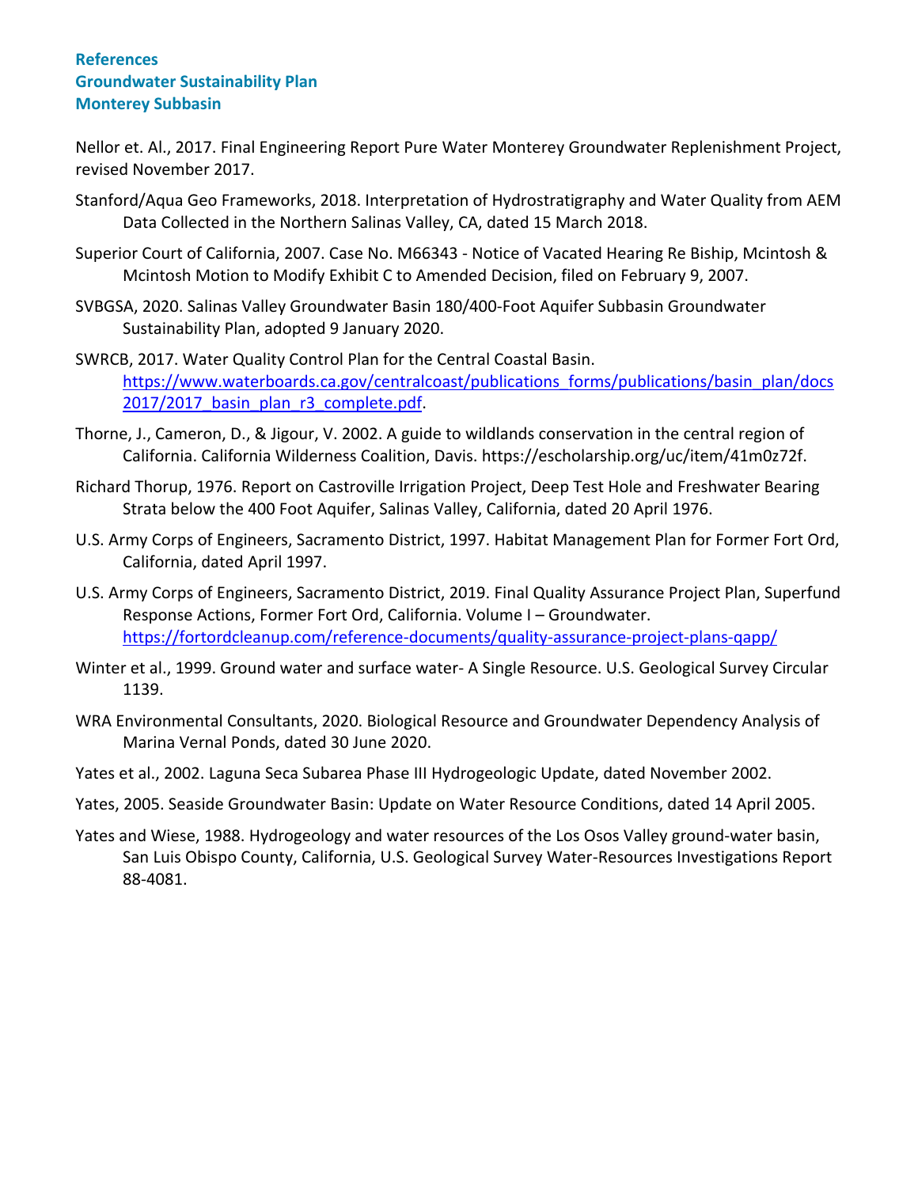Nellor et. Al., 2017. Final Engineering Report Pure Water Monterey Groundwater Replenishment Project, revised November 2017.

Stanford/Aqua Geo Frameworks, 2018. Interpretation of Hydrostratigraphy and Water Quality from AEM Data Collected in the Northern Salinas Valley, CA, dated 15 March 2018.

Superior Court of California, 2007. Case No. M66343 - Notice of Vacated Hearing Re Biship, Mcintosh & Mcintosh Motion to Modify Exhibit C to Amended Decision, filed on February 9, 2007.

SVBGSA, 2020. Salinas Valley Groundwater Basin 180/400-Foot Aquifer Subbasin Groundwater Sustainability Plan, adopted 9 January 2020.

SWRCB, 2017. Water Quality Control Plan for the Central Coastal Basin. https://www.waterboards.ca.gov/centralcoast/publications_forms/publications/basin_plan/docs2017/2017_basin_plan_r3_complete.pdf.

Thorne, J., Cameron, D., & Jigour, V. 2002. A guide to wildlands conservation in the central region of California. California Wilderness Coalition, Davis. https://escholarship.org/uc/item/41m0z72f.

Richard Thorup, 1976. Report on Castroville Irrigation Project, Deep Test Hole and Freshwater Bearing Strata below the 400 Foot Aquifer, Salinas Valley, California, dated 20 April 1976.

U.S. Army Corps of Engineers, Sacramento District, 1997. Habitat Management Plan for Former Fort Ord, California, dated April 1997.

U.S. Army Corps of Engineers, Sacramento District, 2019. Final Quality Assurance Project Plan, Superfund Response Actions, Former Fort Ord, California. Volume I – Groundwater. https://fortordcleanup.com/reference-documents/quality-assurance-project-plans-qapp/

Winter et al., 1999. Ground water and surface water- A Single Resource. U.S. Geological Survey Circular 1139.

WRA Environmental Consultants, 2020. Biological Resource and Groundwater Dependency Analysis of Marina Vernal Ponds, dated 30 June 2020.

Yates et al., 2002. Laguna Seca Subarea Phase III Hydrogeologic Update, dated November 2002.

Yates, 2005. Seaside Groundwater Basin: Update on Water Resource Conditions, dated 14 April 2005.

Yates and Wiese, 1988. Hydrogeology and water resources of the Los Osos Valley ground-water basin, San Luis Obispo County, California, U.S. Geological Survey Water-Resources Investigations Report 88-4081.